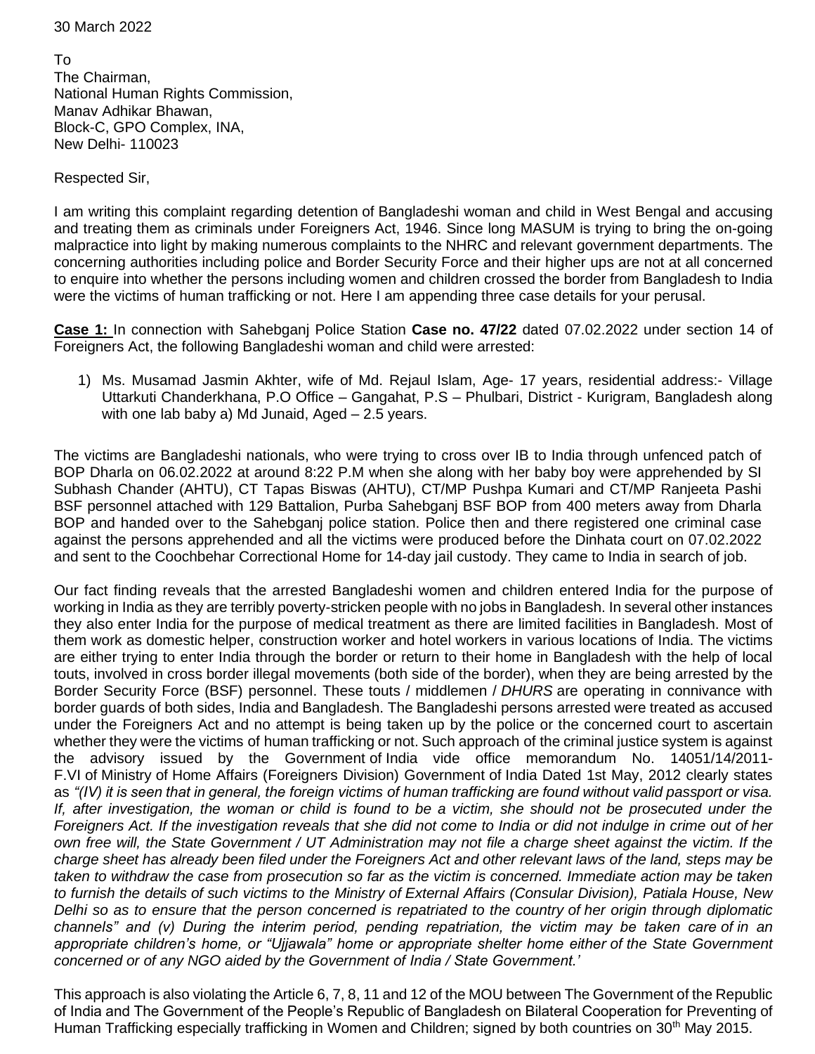30 March 2022

To
The Chairman,
National Human Rights Commission,
Manav Adhikar Bhawan,
Block-C, GPO Complex, INA,
New Delhi- 110023

Respected Sir,

I am writing this complaint regarding detention of Bangladeshi woman and child in West Bengal and accusing and treating them as criminals under Foreigners Act, 1946. Since long MASUM is trying to bring the on-going malpractice into light by making numerous complaints to the NHRC and relevant government departments. The concerning authorities including police and Border Security Force and their higher ups are not at all concerned to enquire into whether the persons including women and children crossed the border from Bangladesh to India were the victims of human trafficking or not. Here I am appending three case details for your perusal.

**Case 1:** In connection with Sahebganj Police Station **Case no. 47/22** dated 07.02.2022 under section 14 of Foreigners Act, the following Bangladeshi woman and child were arrested:

1) Ms. Musamad Jasmin Akhter, wife of Md. Rejaul Islam, Age- 17 years, residential address:- Village Uttarkuti Chanderkhana, P.O Office – Gangahat, P.S – Phulbari, District - Kurigram, Bangladesh along with one lab baby a) Md Junaid, Aged – 2.5 years.

The victims are Bangladeshi nationals, who were trying to cross over IB to India through unfenced patch of BOP Dharla on 06.02.2022 at around 8:22 P.M when she along with her baby boy were apprehended by SI Subhash Chander (AHTU), CT Tapas Biswas (AHTU), CT/MP Pushpa Kumari and CT/MP Ranjeeta Pashi BSF personnel attached with 129 Battalion, Purba Sahebganj BSF BOP from 400 meters away from Dharla BOP and handed over to the Sahebganj police station. Police then and there registered one criminal case against the persons apprehended and all the victims were produced before the Dinhata court on 07.02.2022 and sent to the Coochbehar Correctional Home for 14-day jail custody. They came to India in search of job.

Our fact finding reveals that the arrested Bangladeshi women and children entered India for the purpose of working in India as they are terribly poverty-stricken people with no jobs in Bangladesh. In several other instances they also enter India for the purpose of medical treatment as there are limited facilities in Bangladesh. Most of them work as domestic helper, construction worker and hotel workers in various locations of India. The victims are either trying to enter India through the border or return to their home in Bangladesh with the help of local touts, involved in cross border illegal movements (both side of the border), when they are being arrested by the Border Security Force (BSF) personnel. These touts / middlemen / *DHURS* are operating in connivance with border guards of both sides, India and Bangladesh. The Bangladeshi persons arrested were treated as accused under the Foreigners Act and no attempt is being taken up by the police or the concerned court to ascertain whether they were the victims of human trafficking or not. Such approach of the criminal justice system is against the advisory issued by the Government of India vide office memorandum No. 14051/14/2011-F.VI of Ministry of Home Affairs (Foreigners Division) Government of India Dated 1st May, 2012 clearly states as *"(IV) it is seen that in general, the foreign victims of human trafficking are found without valid passport or visa. If, after investigation, the woman or child is found to be a victim, she should not be prosecuted under the Foreigners Act. If the investigation reveals that she did not come to India or did not indulge in crime out of her own free will, the State Government / UT Administration may not file a charge sheet against the victim. If the charge sheet has already been filed under the Foreigners Act and other relevant laws of the land, steps may be taken to withdraw the case from prosecution so far as the victim is concerned. Immediate action may be taken to furnish the details of such victims to the Ministry of External Affairs (Consular Division), Patiala House, New Delhi so as to ensure that the person concerned is repatriated to the country of her origin through diplomatic channels" and (v) During the interim period, pending repatriation, the victim may be taken care of in an appropriate children's home, or "Ujjawala" home or appropriate shelter home either of the State Government concerned or of any NGO aided by the Government of India / State Government.'*

This approach is also violating the Article 6, 7, 8, 11 and 12 of the MOU between The Government of the Republic of India and The Government of the People's Republic of Bangladesh on Bilateral Cooperation for Preventing of Human Trafficking especially trafficking in Women and Children; signed by both countries on 30th May 2015.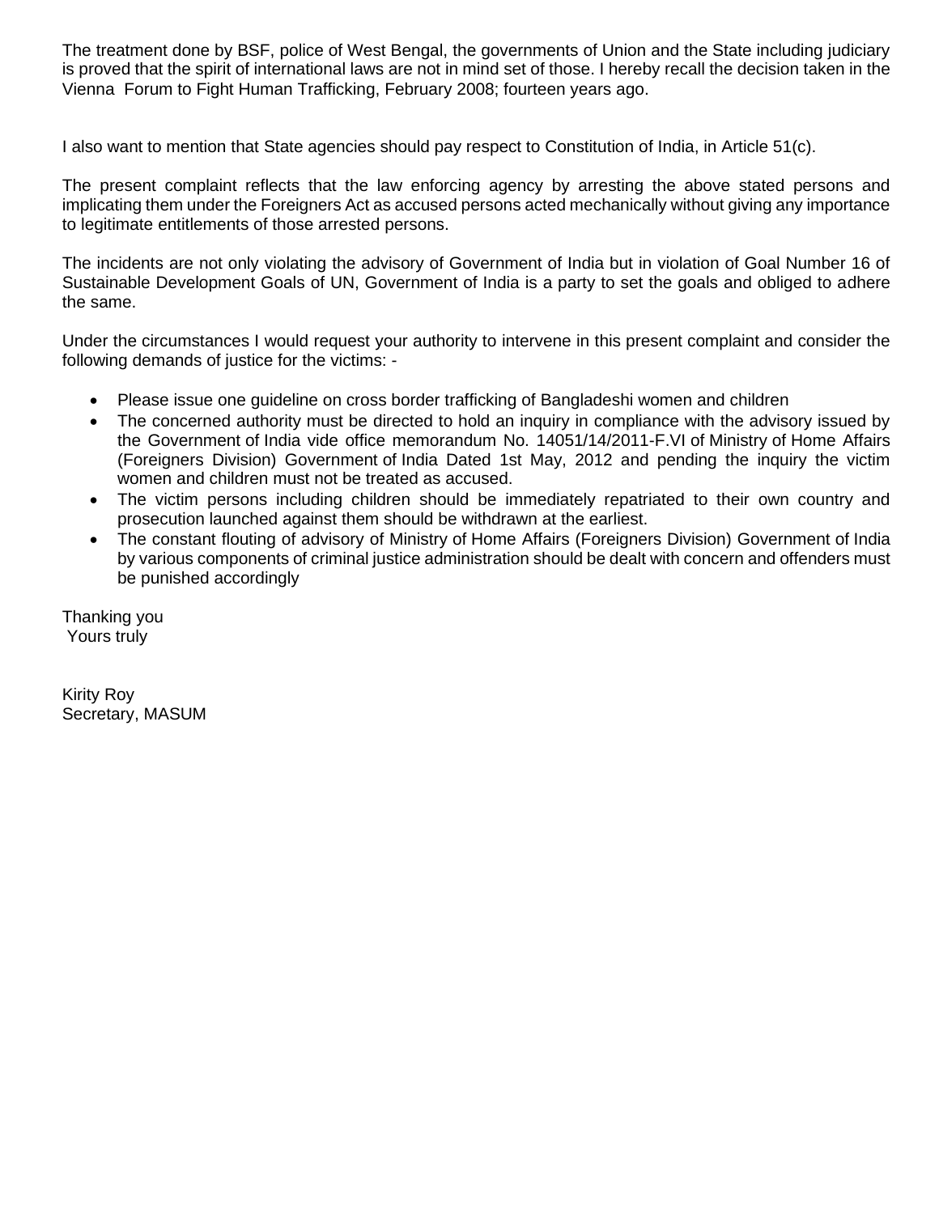The treatment done by BSF, police of West Bengal, the governments of Union and the State including judiciary is proved that the spirit of international laws are not in mind set of those. I hereby recall the decision taken in the Vienna Forum to Fight Human Trafficking, February 2008; fourteen years ago.

I also want to mention that State agencies should pay respect to Constitution of India, in Article 51(c).

The present complaint reflects that the law enforcing agency by arresting the above stated persons and implicating them under the Foreigners Act as accused persons acted mechanically without giving any importance to legitimate entitlements of those arrested persons.

The incidents are not only violating the advisory of Government of India but in violation of Goal Number 16 of Sustainable Development Goals of UN, Government of India is a party to set the goals and obliged to adhere the same.

Under the circumstances I would request your authority to intervene in this present complaint and consider the following demands of justice for the victims: -

- Please issue one guideline on cross border trafficking of Bangladeshi women and children
- The concerned authority must be directed to hold an inquiry in compliance with the advisory issued by the Government of India vide office memorandum No. 14051/14/2011-F.VI of Ministry of Home Affairs (Foreigners Division) Government of India Dated 1st May, 2012 and pending the inquiry the victim women and children must not be treated as accused.
- The victim persons including children should be immediately repatriated to their own country and prosecution launched against them should be withdrawn at the earliest.
- The constant flouting of advisory of Ministry of Home Affairs (Foreigners Division) Government of India by various components of criminal justice administration should be dealt with concern and offenders must be punished accordingly

Thanking you
Yours truly

Kirity Roy
Secretary, MASUM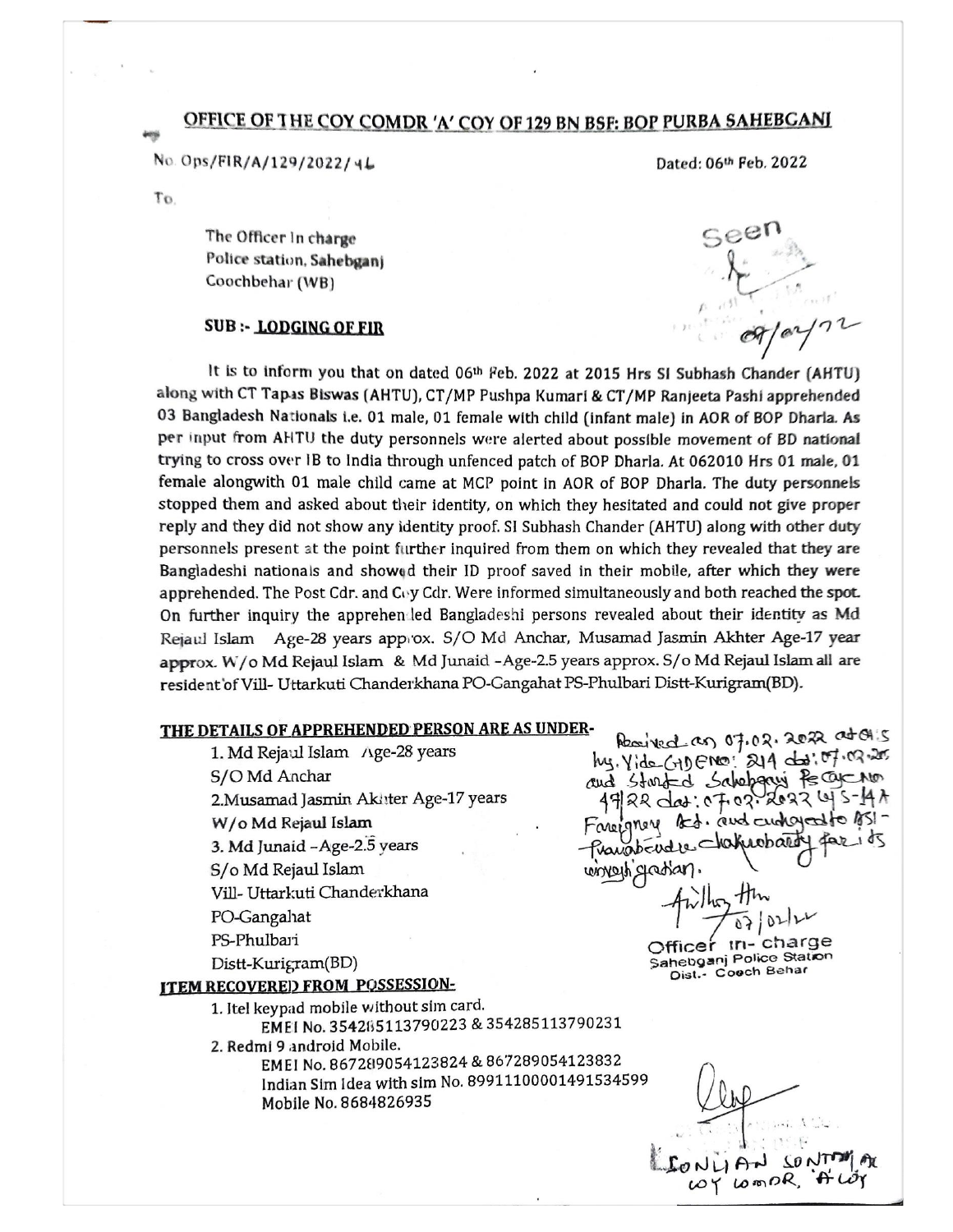## OFFICE OF THE COY COMDR 'A' COY OF 129 BN BSF: BOP PURBA SAHEBGANJ

No. Ops/FIR/A/129/2022/46                                                                 Dated: 06th Feb. 2022

To,

The Officer In charge
Police station, Sahebganj
Coochbehar (WB)

Seen
07/02/22

**SUB :- LODGING OF FIR**

It is to inform you that on dated 06th Feb. 2022 at 2015 Hrs SI Subhash Chander (AHTU) along with CT Tapas Biswas (AHTU), CT/MP Pushpa Kumari & CT/MP Ranjeeta Pashi apprehended 03 Bangladesh Nationals i.e. 01 male, 01 female with child (infant male) in AOR of BOP Dharla. As per input from AHTU the duty personnels were alerted about possible movement of BD national trying to cross over IB to India through unfenced patch of BOP Dharla. At 062010 Hrs 01 male, 01 female alongwith 01 male child came at MCP point in AOR of BOP Dharla. The duty personnels stopped them and asked about their identity, on which they hesitated and could not give proper reply and they did not show any identity proof. SI Subhash Chander (AHTU) along with other duty personnels present at the point further inquired from them on which they revealed that they are Bangladeshi nationals and showed their ID proof saved in their mobile, after which they were apprehended. The Post Cdr. and Coy Cdr. Were informed simultaneously and both reached the spot. On further inquiry the apprehended Bangladeshi persons revealed about their identity as Md Rejaul Islam Age-28 years approx. S/O Md Anchar, Musamad Jasmin Akhter Age-17 year approx. W/o Md Rejaul Islam & Md Junaid -Age-2.5 years approx. S/o Md Rejaul Islam all are resident of Vill- Uttarkuti Chanderkhana PO-Gangahat PS-Phulbari Distt-Kurigram(BD).

**THE DETAILS OF APPREHENDED PERSON ARE AS UNDER-**

1. Md Rejaul Islam Age-28 years
   S/O Md Anchar
2. Musamad Jasmin Akhter Age-17 years
   W/o Md Rejaul Islam
3. Md Junaid -Age-2.5 years
   S/o Md Rejaul Islam

Vill- Uttarkuti Chanderkhana
PO-Gangahat
PS-Phulbari
Distt-Kurigram(BD)

Received on 07.02.2022 at 01:15 hrs. Vide GDE No: 214 dt: 07.02.22 and Started Sahebganj PS Case No 47/22 dt: 07.02.2022 u/s-14A Foreigners Act. and endorsed to ASI - Pravabendu Chakraborty for its investigation.

Anthony Thr
07/02/22
Officer in- charge
Sahebganj Police Station
Dist.- Cooch Behar

**ITEM RECOVERED FROM POSSESSION-**

1. Itel keypad mobile without sim card.
   EMEI No. 354285113790223 & 354285113790231
2. Redmi 9 android Mobile.
   EMEI No. 867289054123824 & 867289054123832
   Indian Sim Idea with sim No. 89911100001491534599
   Mobile No. 8684826935

LONLIAN SONTHAK
COY COMDR, 'A' COY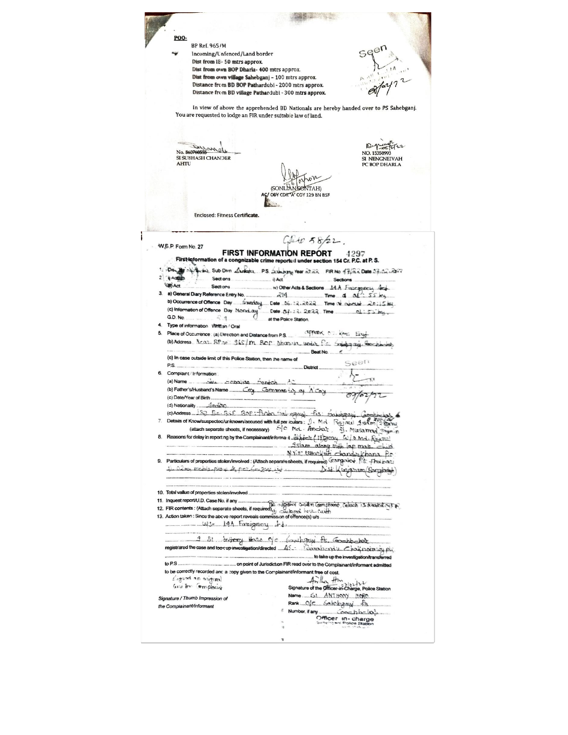**POO-**

BP Ref. 965/M
Incoming/Unfenced/Land border
Dist from IB- 50 mtrs approx.
Dist from own BOP Dharla- 400 mtrs approx.
Dist from own village Sahebganj – 100 mtrs approx.
Distance from BD BOP Pathardubi - 2000 mtrs approx.
Distance from BD village Pathardubi - 300 mtrs approx.

Seen
07/12/22

In view of above the apprehended BD Nationals are hereby handed over to PS Sahebganj. You are requested to lodge an FIR under suitable law of land.

No. 860760555
SI SUBHASH CHANDER
AHTU

NO. 15350993
SI NENGNEIVAH
PC BOP DHARLA

(SONLIANSONTAH)
AC/ COY CDR "A" COY 129 BN BSF

Enclosed: Fitness Certificate.

W.B.P. Form No. 27

GR 58/22.

# FIRST INFORMATION REPORT 4297

**First Information of a cognizable crime reported under section 154 Cr. P.C. at P. S.**

1. Dist. Cooch Behar Sub-Divn Dinhata P.S. Sahebganj Year 2022 FIR No 17/22 Date 07.12.2022
2. i) Act ........ Sections ........ ii) Act ........ Sections ........
   iii) Act ........ Sections ........ iv) Other Acts & Sections 14A Foreigners Act
3. a) General Diary Reference Entry No. 214 Time at 01:55 hrs
   b) Occurrence of Offence Day Sunday Date 06.12.2022 Time at about 20:15 hrs
   (c) Information of Offence Day Monday Date 07.12.2022 Time 01:55 hrs
   G.D. No. 214 at the Police Station.
4. Type of information Written / Oral
5. Place of Occurrence (a) Direction and Distance from P.S. approx 01 Km. East
   (b) Address Near BP no. 965/M BOP Dharla under P.S. Sahebganj Coochbehar Beat No. ........
   (c) In case outside limit of this Police Station, then the name of P.S. ........ District ........

Seen
07/12/22

6. Complaint / Information :
   (a) Name Shri Sonlian Sontah AC
   (b) Father's/Husband's Name Coy Commander of A Coy
   (c) Date/Year of Birth ........
   (d) Nationality Indian
   (c) Address 129 Bn. BSF BOP: Dharla Sahebganj P.S. Sahebganj Coochbehar
7. Details of Know/suspected/unknown/accused with full particulars : 1. Md. Rejaul Islam (28yrs) S/O Md. Anchar 2. Musammat Taznin
   (attach separate sheets, if necessary)
8. Reasons for delay in reporting by the Complainant/informant: Akter (19yrs) W/O Md. Rejaul Islam along with lap male child
   \# Vill: Uttar(?) chandirkhana P.S. Gangachara(?) P.S. Fhulbari
9. Particulars of properties stolen/involved : (Attach separate sheets, if required)
   1) 02 no mobile phone & ........ Dist Kurigram (Bangladesh)
10. Total value of properties stolen/involved ........
11. Inquest report/U.D. Case No. if any ........
12. FIR contents : (Attach separate sheets, if required) The original written complaint, which is treated as FIR is annexed herewith
13. Action taken : Since the above report reveals commission of offence(s) u/s 14A Foreigners Act
    ........ SI Anthony Horo O/C Sahebganj PS Coochbehar
    registered the case and took up investigation/directed ASI Ramchandra Chakraborty ........ to take up the investigation/transferred to P.S. ........ on point of Jurisdiction FIR read over to the Complainant/informant admitted to be correctly recorded and a copy given to the Complainant/informant free of cost.

Signed on original
Copy for Complainant

Signature / Thumb Impression of the Complainant/informant

Signature of the Officer-in-Charge, Police Station
Name SI ANTHONY HORO
Rank O/C Sahebganj PS
Number, if any Coochbehar

Officer in-charge
Sahebganj Police Station